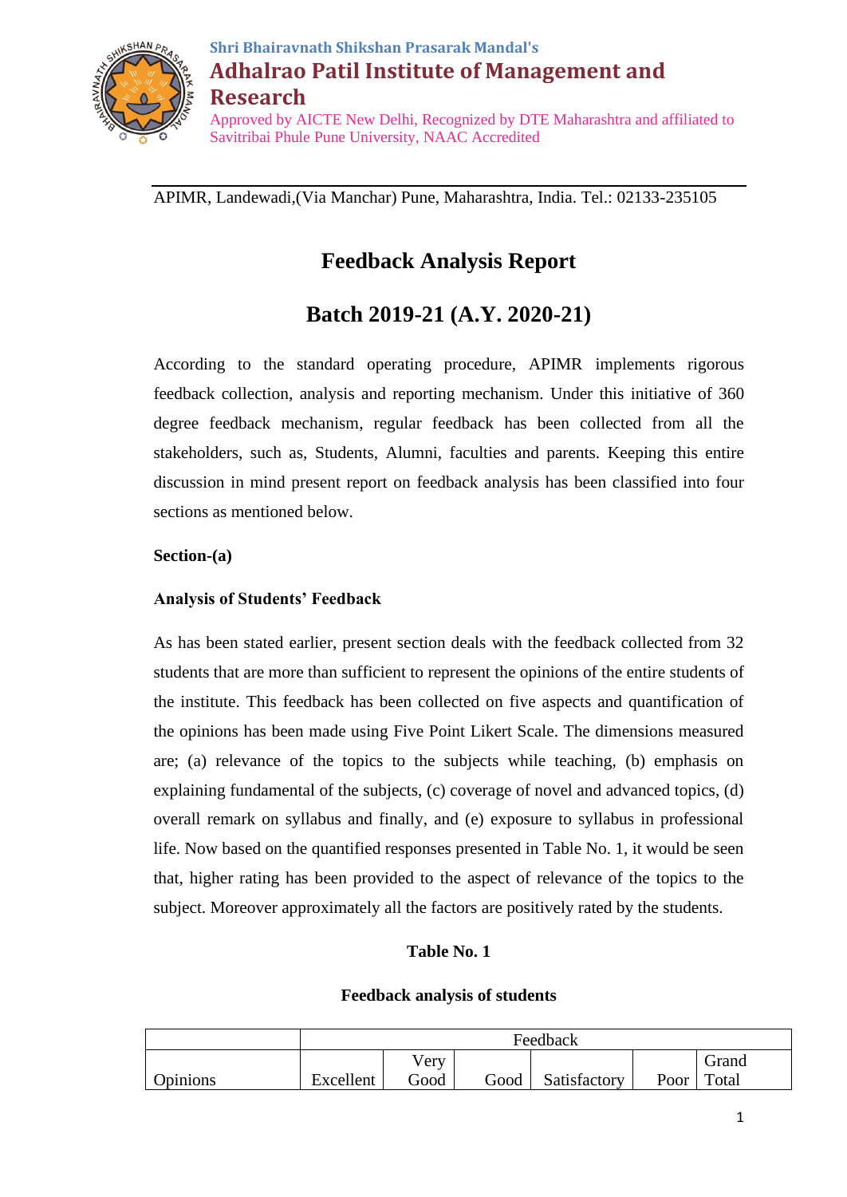Shri Bhairavnath Shikshan Prasarak Mandal's

# Adhalrao Patil Institute of Management and Research

Approved by AICTE New Delhi, Recognized by DTE Maharashtra and affiliated to Savitribai Phule Pune University, NAAC Accredited

APIMR, Landewadi,(Via Manchar) Pune, Maharashtra, India. Tel.: 02133-235105

## Feedback Analysis Report

## Batch 2019-21 (A.Y. 2020-21)

According to the standard operating procedure, APIMR implements rigorous feedback collection, analysis and reporting mechanism. Under this initiative of 360 degree feedback mechanism, regular feedback has been collected from all the stakeholders, such as, Students, Alumni, faculties and parents. Keeping this entire discussion in mind present report on feedback analysis has been classified into four sections as mentioned below.

**Section-(a)**

**Analysis of Students' Feedback**

As has been stated earlier, present section deals with the feedback collected from 32 students that are more than sufficient to represent the opinions of the entire students of the institute. This feedback has been collected on five aspects and quantification of the opinions has been made using Five Point Likert Scale. The dimensions measured are; (a) relevance of the topics to the subjects while teaching, (b) emphasis on explaining fundamental of the subjects, (c) coverage of novel and advanced topics, (d) overall remark on syllabus and finally, and (e) exposure to syllabus in professional life. Now based on the quantified responses presented in Table No. 1, it would be seen that, higher rating has been provided to the aspect of relevance of the topics to the subject. Moreover approximately all the factors are positively rated by the students.

**Table No. 1**

**Feedback analysis of students**

| | Feedback | | | | | |
|---|---|---|---|---|---|---|
| Opinions | Excellent | Very Good | Good | Satisfactory | Poor | Grand Total |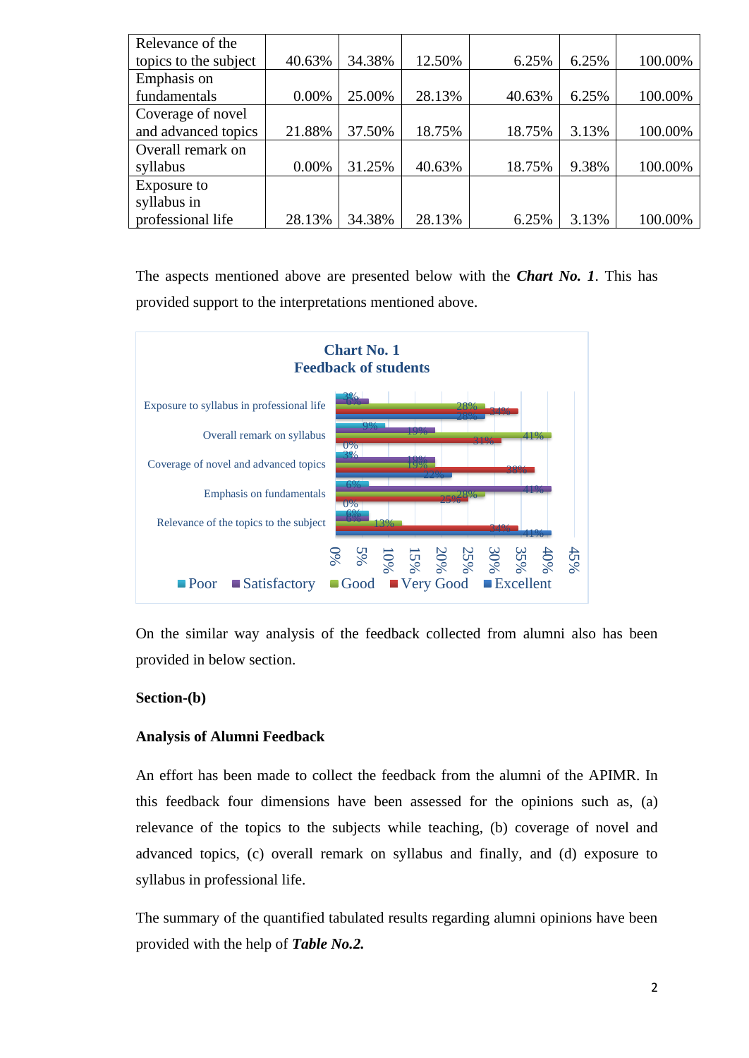| Relevance of the topics to the subject | 40.63% | 34.38% | 12.50% | 6.25% | 6.25% | 100.00% |
|---|---|---|---|---|---|---|
| Emphasis on fundamentals | 0.00% | 25.00% | 28.13% | 40.63% | 6.25% | 100.00% |
| Coverage of novel and advanced topics | 21.88% | 37.50% | 18.75% | 18.75% | 3.13% | 100.00% |
| Overall remark on syllabus | 0.00% | 31.25% | 40.63% | 18.75% | 9.38% | 100.00% |
| Exposure to syllabus in professional life | 28.13% | 34.38% | 28.13% | 6.25% | 3.13% | 100.00% |

The aspects mentioned above are presented below with the ***Chart No. 1***. This has provided support to the interpretations mentioned above.

**Chart No. 1**
**Feedback of students**

| | Poor | Satisfactory | Good | Very Good | Excellent |
|---|---|---|---|---|---|
| Exposure to syllabus in professional life | 3% | 6% | 28% | 34% | 28% |
| Overall remark on syllabus | 9% | 19% | 41% | 31% | 0% |
| Coverage of novel and advanced topics | 3% | 19% | 19% | 38% | 22% |
| Emphasis on fundamentals | 6% | 41% | 28% | 25% | 0% |
| Relevance of the topics to the subject | 6% | 6% | 13% | 34% | 41% |

On the similar way analysis of the feedback collected from alumni also has been provided in below section.

**Section-(b)**

**Analysis of Alumni Feedback**

An effort has been made to collect the feedback from the alumni of the APIMR. In this feedback four dimensions have been assessed for the opinions such as, (a) relevance of the topics to the subjects while teaching, (b) coverage of novel and advanced topics, (c) overall remark on syllabus and finally, and (d) exposure to syllabus in professional life.

The summary of the quantified tabulated results regarding alumni opinions have been provided with the help of ***Table No.2.***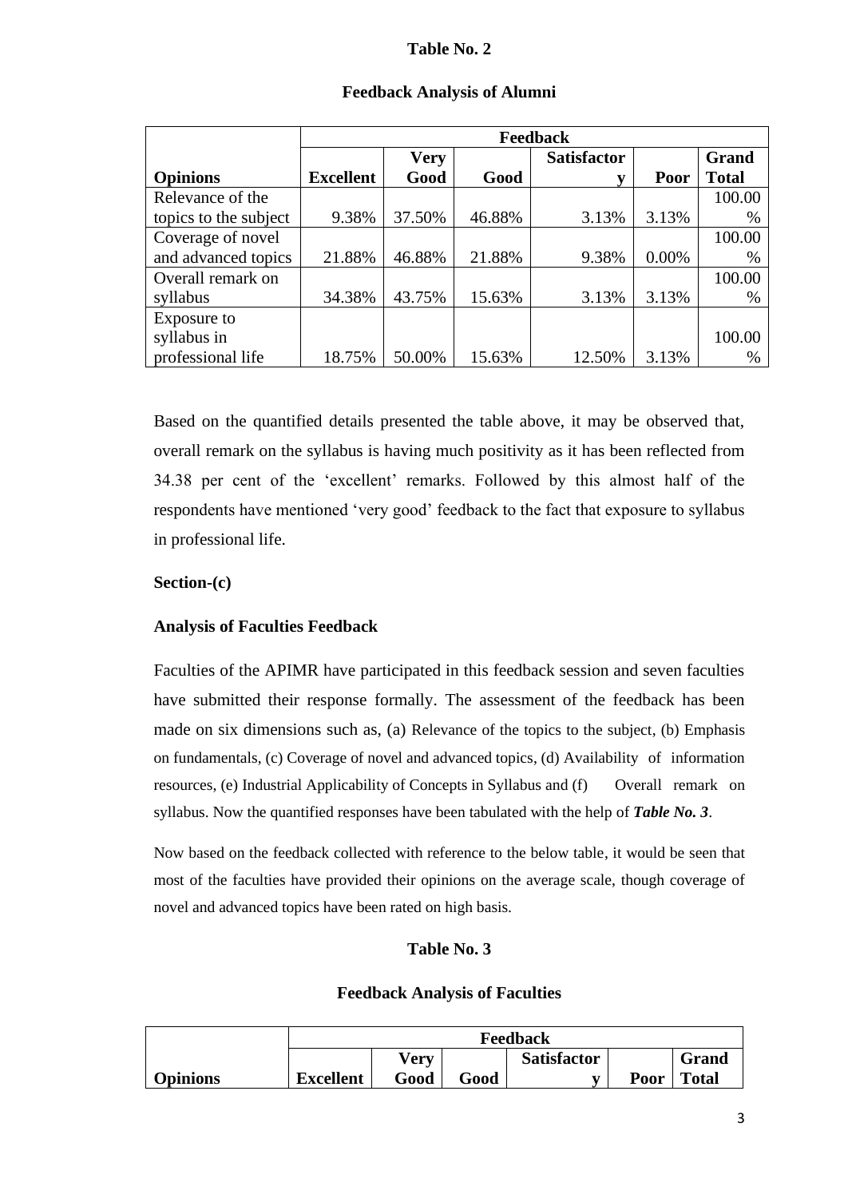**Table No. 2**

**Feedback Analysis of Alumni**

| | Feedback | | | | | |
|---|---|---|---|---|---|---|
| **Opinions** | **Excellent** | **Very Good** | **Good** | **Satisfactory** | **Poor** | **Grand Total** |
| Relevance of the topics to the subject | 9.38% | 37.50% | 46.88% | 3.13% | 3.13% | 100.00% |
| Coverage of novel and advanced topics | 21.88% | 46.88% | 21.88% | 9.38% | 0.00% | 100.00% |
| Overall remark on syllabus | 34.38% | 43.75% | 15.63% | 3.13% | 3.13% | 100.00% |
| Exposure to syllabus in professional life | 18.75% | 50.00% | 15.63% | 12.50% | 3.13% | 100.00% |

Based on the quantified details presented the table above, it may be observed that, overall remark on the syllabus is having much positivity as it has been reflected from 34.38 per cent of the 'excellent' remarks. Followed by this almost half of the respondents have mentioned 'very good' feedback to the fact that exposure to syllabus in professional life.

**Section-(c)**

**Analysis of Faculties Feedback**

Faculties of the APIMR have participated in this feedback session and seven faculties have submitted their response formally. The assessment of the feedback has been made on six dimensions such as, (a) Relevance of the topics to the subject, (b) Emphasis on fundamentals, (c) Coverage of novel and advanced topics, (d) Availability of information resources, (e) Industrial Applicability of Concepts in Syllabus and (f) Overall remark on syllabus. Now the quantified responses have been tabulated with the help of ***Table No. 3***.

Now based on the feedback collected with reference to the below table, it would be seen that most of the faculties have provided their opinions on the average scale, though coverage of novel and advanced topics have been rated on high basis.

**Table No. 3**

**Feedback Analysis of Faculties**

| | Feedback | | | | | |
|---|---|---|---|---|---|---|
| **Opinions** | **Excellent** | **Very Good** | **Good** | **Satisfactory** | **Poor** | **Grand Total** |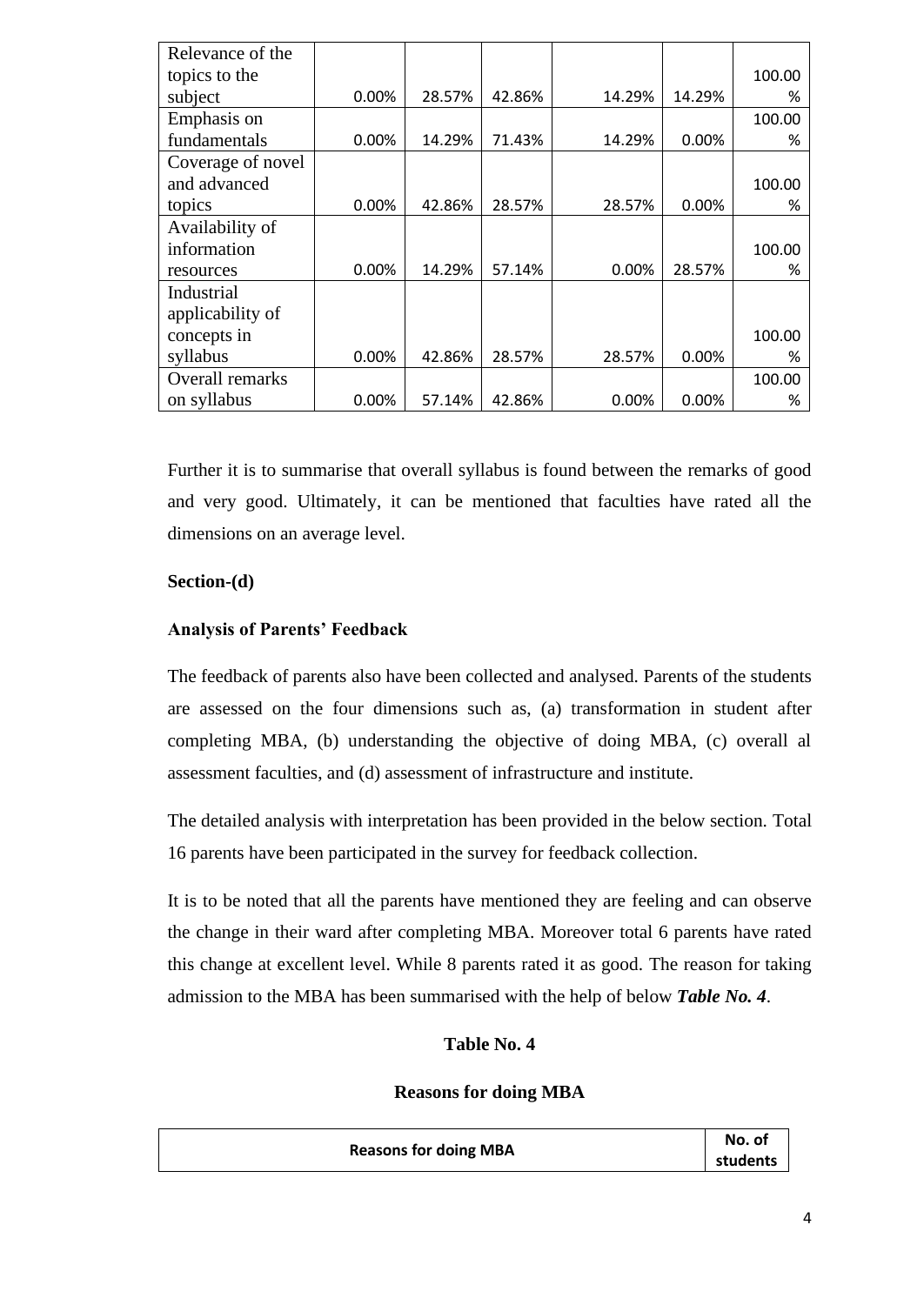| Relevance of the topics to the subject | 0.00% | 28.57% | 42.86% | 14.29% | 14.29% | 100.00% |
|---|---|---|---|---|---|---|
| Emphasis on fundamentals | 0.00% | 14.29% | 71.43% | 14.29% | 0.00% | 100.00% |
| Coverage of novel and advanced topics | 0.00% | 42.86% | 28.57% | 28.57% | 0.00% | 100.00% |
| Availability of information resources | 0.00% | 14.29% | 57.14% | 0.00% | 28.57% | 100.00% |
| Industrial applicability of concepts in syllabus | 0.00% | 42.86% | 28.57% | 28.57% | 0.00% | 100.00% |
| Overall remarks on syllabus | 0.00% | 57.14% | 42.86% | 0.00% | 0.00% | 100.00% |

Further it is to summarise that overall syllabus is found between the remarks of good and very good. Ultimately, it can be mentioned that faculties have rated all the dimensions on an average level.

**Section-(d)**

**Analysis of Parents' Feedback**

The feedback of parents also have been collected and analysed. Parents of the students are assessed on the four dimensions such as, (a) transformation in student after completing MBA, (b) understanding the objective of doing MBA, (c) overall al assessment faculties, and (d) assessment of infrastructure and institute.

The detailed analysis with interpretation has been provided in the below section. Total 16 parents have been participated in the survey for feedback collection.

It is to be noted that all the parents have mentioned they are feeling and can observe the change in their ward after completing MBA. Moreover total 6 parents have rated this change at excellent level. While 8 parents rated it as good. The reason for taking admission to the MBA has been summarised with the help of below ***Table No. 4***.

**Table No. 4**

**Reasons for doing MBA**

| Reasons for doing MBA | No. of students |
|---|---|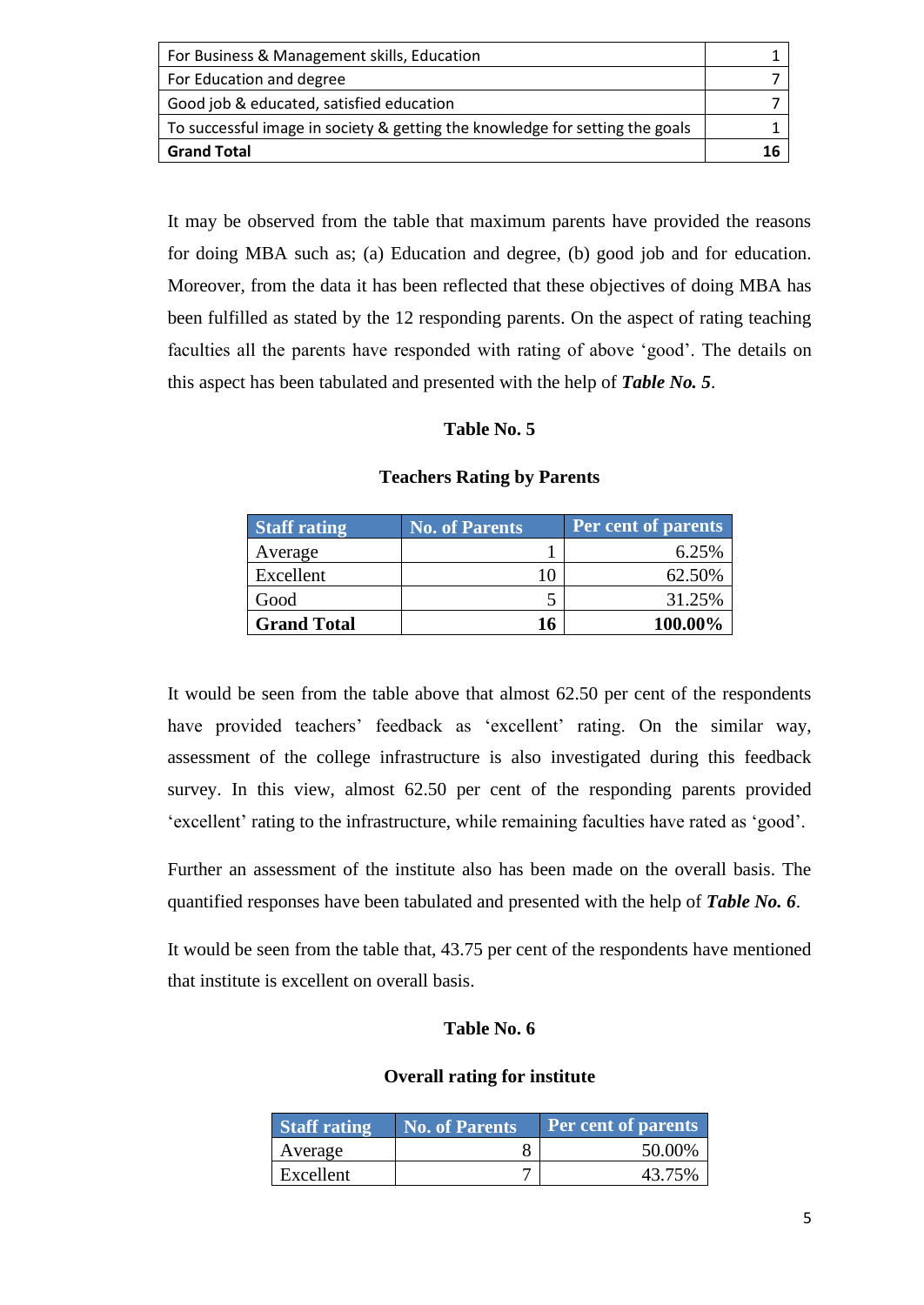| For Business & Management skills, Education | 1 |
|---|---|
| For Education and degree | 7 |
| Good job & educated, satisfied education | 7 |
| To successful image in society & getting the knowledge for setting the goals | 1 |
| **Grand Total** | **16** |

It may be observed from the table that maximum parents have provided the reasons for doing MBA such as; (a) Education and degree, (b) good job and for education. Moreover, from the data it has been reflected that these objectives of doing MBA has been fulfilled as stated by the 12 responding parents. On the aspect of rating teaching faculties all the parents have responded with rating of above 'good'. The details on this aspect has been tabulated and presented with the help of ***Table No. 5***.

**Table No. 5**

**Teachers Rating by Parents**

| Staff rating | No. of Parents | Per cent of parents |
|---|---|---|
| Average | 1 | 6.25% |
| Excellent | 10 | 62.50% |
| Good | 5 | 31.25% |
| **Grand Total** | **16** | **100.00%** |

It would be seen from the table above that almost 62.50 per cent of the respondents have provided teachers' feedback as 'excellent' rating. On the similar way, assessment of the college infrastructure is also investigated during this feedback survey. In this view, almost 62.50 per cent of the responding parents provided 'excellent' rating to the infrastructure, while remaining faculties have rated as 'good'.

Further an assessment of the institute also has been made on the overall basis. The quantified responses have been tabulated and presented with the help of ***Table No. 6***.

It would be seen from the table that, 43.75 per cent of the respondents have mentioned that institute is excellent on overall basis.

**Table No. 6**

**Overall rating for institute**

| Staff rating | No. of Parents | Per cent of parents |
|---|---|---|
| Average | 8 | 50.00% |
| Excellent | 7 | 43.75% |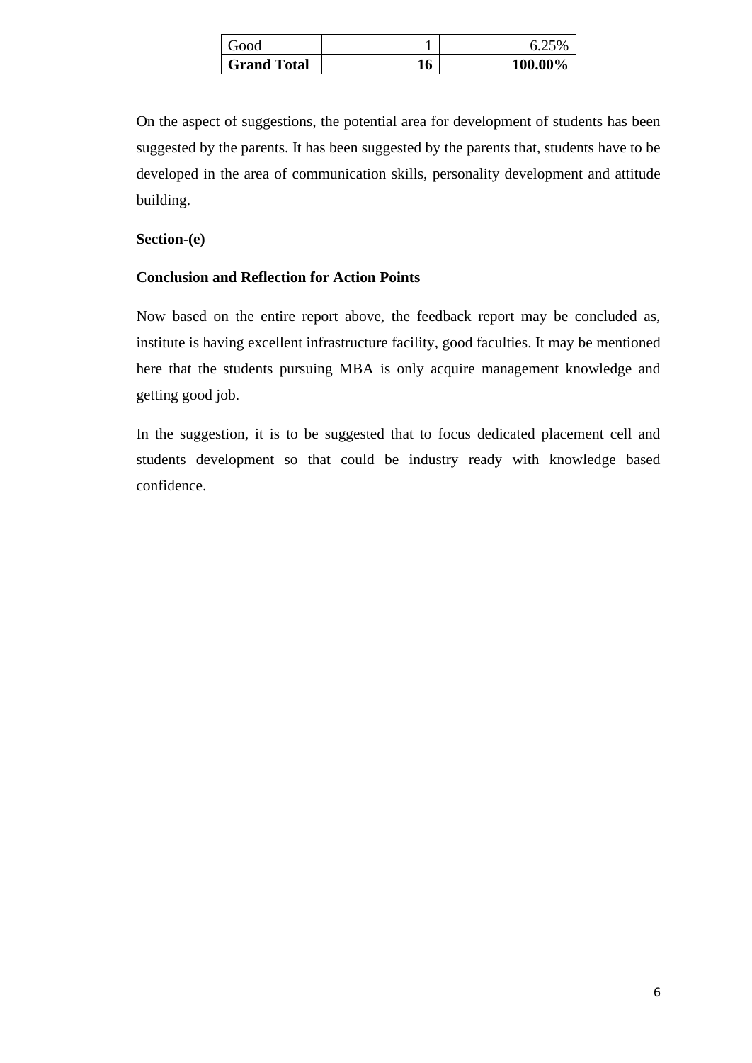| | | |
|---|---|---|
| Good | 1 | 6.25% |
| **Grand Total** | **16** | **100.00%** |

On the aspect of suggestions, the potential area for development of students has been suggested by the parents. It has been suggested by the parents that, students have to be developed in the area of communication skills, personality development and attitude building.

**Section-(e)**

**Conclusion and Reflection for Action Points**

Now based on the entire report above, the feedback report may be concluded as, institute is having excellent infrastructure facility, good faculties. It may be mentioned here that the students pursuing MBA is only acquire management knowledge and getting good job.

In the suggestion, it is to be suggested that to focus dedicated placement cell and students development so that could be industry ready with knowledge based confidence.